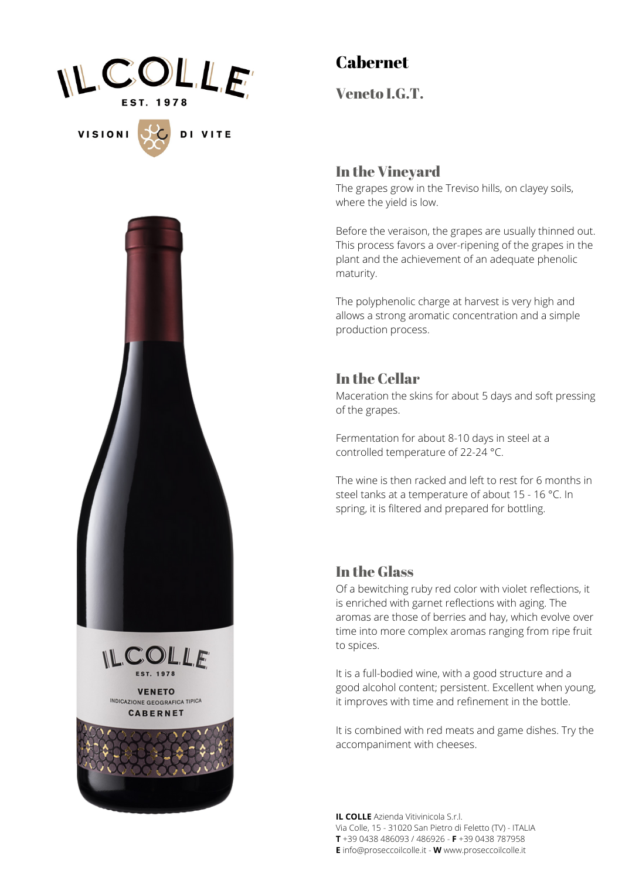# Cabernet

## Veneto I.G.T.

### In the Vineyard

The grapes grow in the Treviso hills, on clayey soils, where the yield is low.

Before the veraison, the grapes are usually thinned out. This process favors a over-ripening of the grapes in the plant and the achievement of an adequate phenolic maturity.

The polyphenolic charge at harvest is very high and allows a strong aromatic concentration and a simple production process.

### In the Cellar

Maceration the skins for about 5 days and soft pressing of the grapes.

Fermentation for about 8-10 days in steel at a controlled temperature of 22-24 °C.

The wine is then racked and left to rest for 6 months in steel tanks at a temperature of about 15 - 16 °C. In spring, it is filtered and prepared for bottling.

### In the Glass

Of a bewitching ruby red color with violet reflections, it is enriched with garnet reflections with aging. The aromas are those of berries and hay, which evolve over time into more complex aromas ranging from ripe fruit to spices.

It is a full-bodied wine, with a good structure and a good alcohol content; persistent. Excellent when young, it improves with time and refinement in the bottle.

It is combined with red meats and game dishes. Try the accompaniment with cheeses.

**IL COLLE** Azienda Vitivinicola S.r.l.
Via Colle, 15 - 31020 San Pietro di Feletto (TV) - ITALIA
**T** +39 0438 486093 / 486926 - **F** +39 0438 787958
**E** info@proseccoilcolle.it - **W** www.proseccoilcolle.it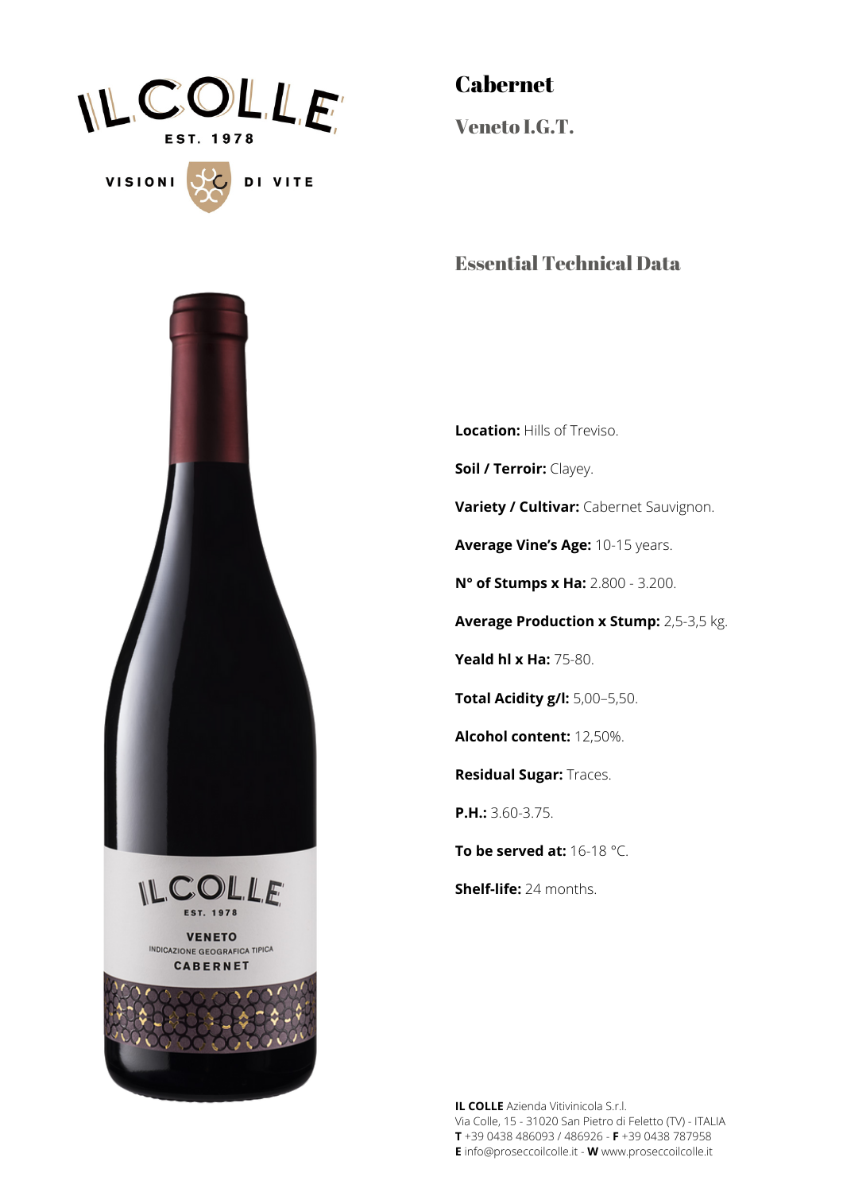IL COLLE
EST. 1978

VISIONI DI VITE

# Cabernet

## Veneto I.G.T.

### Essential Technical Data

**Location:** Hills of Treviso.

**Soil / Terroir:** Clayey.

**Variety / Cultivar:** Cabernet Sauvignon.

**Average Vine's Age:** 10-15 years.

**N° of Stumps x Ha:** 2.800 - 3.200.

**Average Production x Stump:** 2,5-3,5 kg.

**Yeald hl x Ha:** 75-80.

**Total Acidity g/l:** 5,00–5,50.

**Alcohol content:** 12,50%.

**Residual Sugar:** Traces.

**P.H.:** 3.60-3.75.

**To be served at:** 16-18 °C.

**Shelf-life:** 24 months.

**IL COLLE** Azienda Vitivinicola S.r.l.
Via Colle, 15 - 31020 San Pietro di Feletto (TV) - ITALIA
**T** +39 0438 486093 / 486926 - **F** +39 0438 787958
**E** info@proseccoilcolle.it - **W** www.proseccoilcolle.it